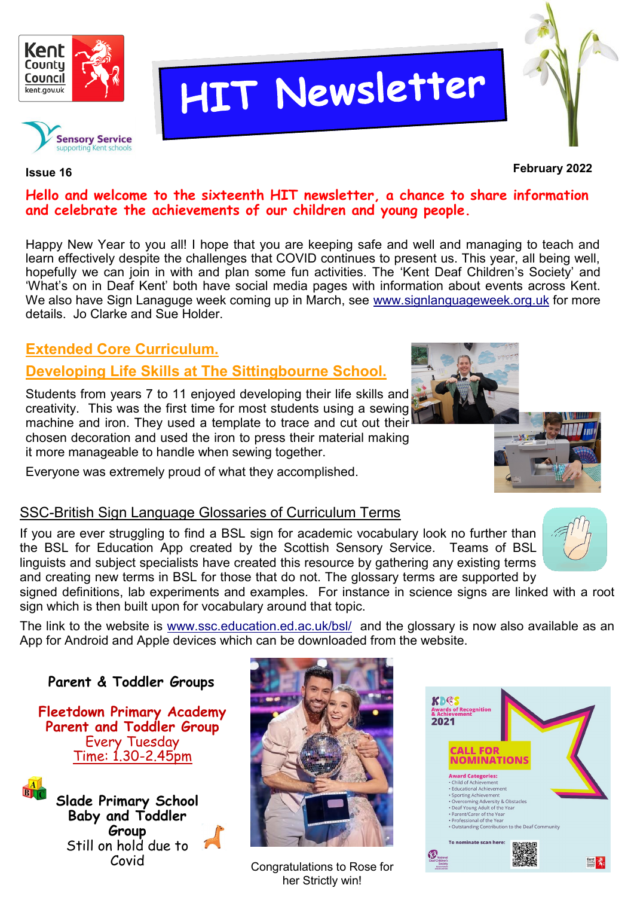# HIT Newsletter

**Issue 16**

**February 2022**

**Hello and welcome to the sixteenth HIT newsletter, a chance to share information and celebrate the achievements of our children and young people.**

Happy New Year to you all! I hope that you are keeping safe and well and managing to teach and learn effectively despite the challenges that COVID continues to present us. This year, all being well, hopefully we can join in with and plan some fun activities. The 'Kent Deaf Children's Society' and 'What's on in Deaf Kent' both have social media pages with information about events across Kent. We also have Sign Lanaguge week coming up in March, see www.signlanguageweek.org.uk for more details. Jo Clarke and Sue Holder.

## Extended Core Curriculum.

## Developing Life Skills at The Sittingbourne School.

Students from years 7 to 11 enjoyed developing their life skills and creativity. This was the first time for most students using a sewing machine and iron. They used a template to trace and cut out their chosen decoration and used the iron to press their material making it more manageable to handle when sewing together.

Everyone was extremely proud of what they accomplished.

## SSC-British Sign Language Glossaries of Curriculum Terms

If you are ever struggling to find a BSL sign for academic vocabulary look no further than the BSL for Education App created by the Scottish Sensory Service. Teams of BSL linguists and subject specialists have created this resource by gathering any existing terms and creating new terms in BSL for those that do not. The glossary terms are supported by signed definitions, lab experiments and examples. For instance in science signs are linked with a root sign which is then built upon for vocabulary around that topic.

The link to the website is www.ssc.education.ed.ac.uk/bsl/ and the glossary is now also available as an App for Android and Apple devices which can be downloaded from the website.

### Parent & Toddler Groups

**Fleetdown Primary Academy Parent and Toddler Group**
Every Tuesday
Time: 1.30-2.45pm

**Slade Primary School Baby and Toddler Group**
Still on hold due to Covid

Congratulations to Rose for her Strictly win!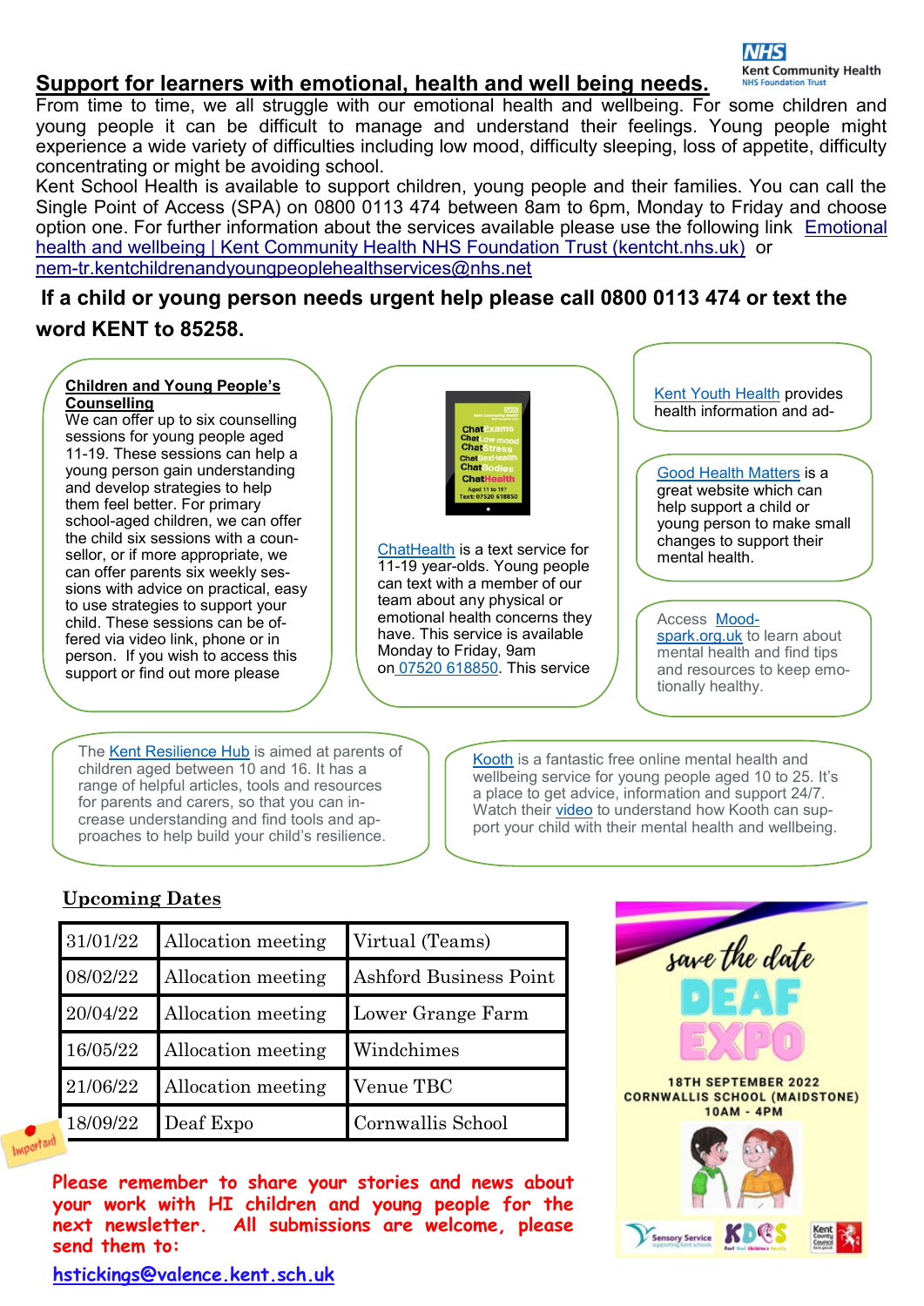## Support for learners with emotional, health and well being needs.

From time to time, we all struggle with our emotional health and wellbeing. For some children and young people it can be difficult to manage and understand their feelings. Young people might experience a wide variety of difficulties including low mood, difficulty sleeping, loss of appetite, difficulty concentrating or might be avoiding school.

Kent School Health is available to support children, young people and their families. You can call the Single Point of Access (SPA) on 0800 0113 474 between 8am to 6pm, Monday to Friday and choose option one. For further information about the services available please use the following link Emotional health and wellbeing | Kent Community Health NHS Foundation Trust (kentcht.nhs.uk) or nem-tr.kentchildrenandyoungpeoplehealthservices@nhs.net

**If a child or young person needs urgent help please call 0800 0113 474 or text the word KENT to 85258.**

**Children and Young People's Counselling**

We can offer up to six counselling sessions for young people aged 11-19. These sessions can help a young person gain understanding and develop strategies to help them feel better. For primary school-aged children, we can offer the child six sessions with a counsellor, or if more appropriate, we can offer parents six weekly sessions with advice on practical, easy to use strategies to support your child. These sessions can be offered via video link, phone or in person. If you wish to access this support or find out more please

ChatHealth is a text service for 11-19 year-olds. Young people can text with a member of our team about any physical or emotional health concerns they have. This service is available Monday to Friday, 9am on 07520 618850. This service

Kent Youth Health provides health information and ad-

Good Health Matters is a great website which can help support a child or young person to make small changes to support their mental health.

Access Mood-spark.org.uk to learn about mental health and find tips and resources to keep emotionally healthy.

The Kent Resilience Hub is aimed at parents of children aged between 10 and 16. It has a range of helpful articles, tools and resources for parents and carers, so that you can increase understanding and find tools and approaches to help build your child's resilience.

Kooth is a fantastic free online mental health and wellbeing service for young people aged 10 to 25. It's a place to get advice, information and support 24/7. Watch their video to understand how Kooth can support your child with their mental health and wellbeing.

## Upcoming Dates

| | | |
|---|---|---|
| 31/01/22 | Allocation meeting | Virtual (Teams) |
| 08/02/22 | Allocation meeting | Ashford Business Point |
| 20/04/22 | Allocation meeting | Lower Grange Farm |
| 16/05/22 | Allocation meeting | Windchimes |
| 21/06/22 | Allocation meeting | Venue TBC |
| 18/09/22 | Deaf Expo | Cornwallis School |

save the date
DEAF EXPO
18TH SEPTEMBER 2022
CORNWALLIS SCHOOL (MAIDSTONE)
10AM - 4PM

**Please remember to share your stories and news about your work with HI children and young people for the next newsletter. All submissions are welcome, please send them to:**

hstickings@valence.kent.sch.uk